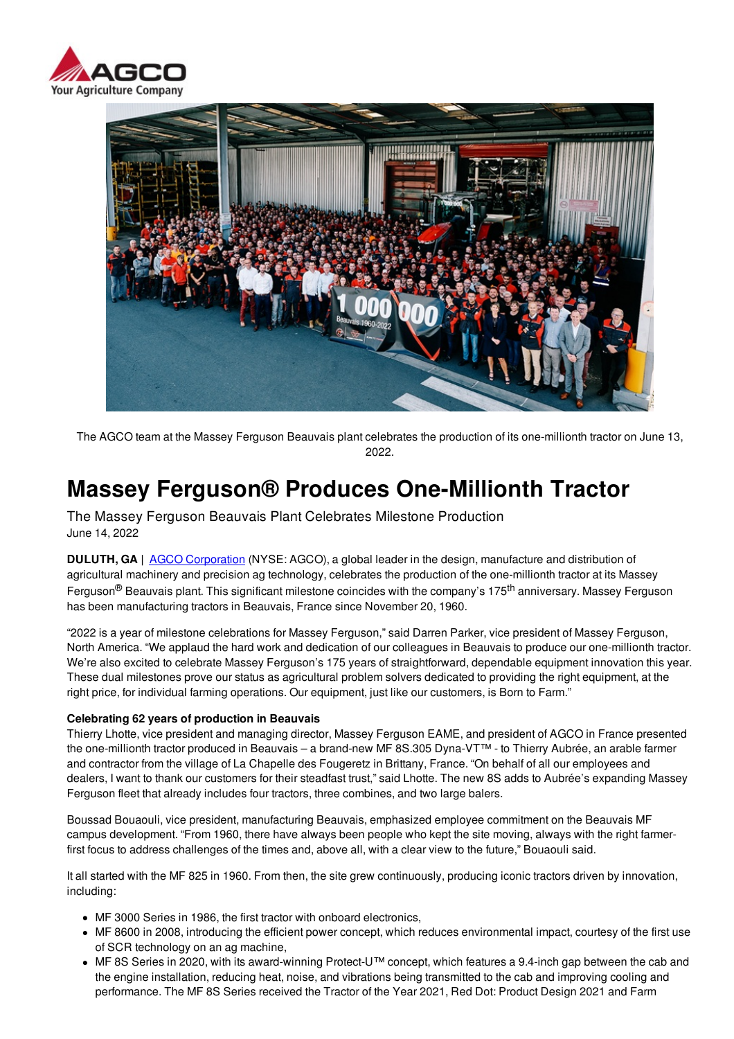The AGCO team at the Massey Ferguson Beauvais plant celebrates the production of its one-millionth tractor on June 13, 2022.

# Massey Ferguson® Produces One-Millionth Tractor

The Massey Ferguson Beauvais Plant Celebrates Milestone Production

June 14, 2022

**DULUTH, GA** | AGCO Corporation (NYSE: AGCO), a global leader in the design, manufacture and distribution of agricultural machinery and precision ag technology, celebrates the production of the one-millionth tractor at its Massey Ferguson® Beauvais plant. This significant milestone coincides with the company's 175th anniversary. Massey Ferguson has been manufacturing tractors in Beauvais, France since November 20, 1960.

"2022 is a year of milestone celebrations for Massey Ferguson," said Darren Parker, vice president of Massey Ferguson, North America. "We applaud the hard work and dedication of our colleagues in Beauvais to produce our one-millionth tractor. We're also excited to celebrate Massey Ferguson's 175 years of straightforward, dependable equipment innovation this year. These dual milestones prove our status as agricultural problem solvers dedicated to providing the right equipment, at the right price, for individual farming operations. Our equipment, just like our customers, is Born to Farm."

**Celebrating 62 years of production in Beauvais**

Thierry Lhotte, vice president and managing director, Massey Ferguson EAME, and president of AGCO in France presented the one-millionth tractor produced in Beauvais – a brand-new MF 8S.305 Dyna-VT™ - to Thierry Aubrée, an arable farmer and contractor from the village of La Chapelle des Fougeretz in Brittany, France. "On behalf of all our employees and dealers, I want to thank our customers for their steadfast trust," said Lhotte. The new 8S adds to Aubrée's expanding Massey Ferguson fleet that already includes four tractors, three combines, and two large balers.

Boussad Bouaouli, vice president, manufacturing Beauvais, emphasized employee commitment on the Beauvais MF campus development. "From 1960, there have always been people who kept the site moving, always with the right farmer-first focus to address challenges of the times and, above all, with a clear view to the future," Bouaouli said.

It all started with the MF 825 in 1960. From then, the site grew continuously, producing iconic tractors driven by innovation, including:

- MF 3000 Series in 1986, the first tractor with onboard electronics,
- MF 8600 in 2008, introducing the efficient power concept, which reduces environmental impact, courtesy of the first use of SCR technology on an ag machine,
- MF 8S Series in 2020, with its award-winning Protect-U™ concept, which features a 9.4-inch gap between the cab and the engine installation, reducing heat, noise, and vibrations being transmitted to the cab and improving cooling and performance. The MF 8S Series received the Tractor of the Year 2021, Red Dot: Product Design 2021 and Farm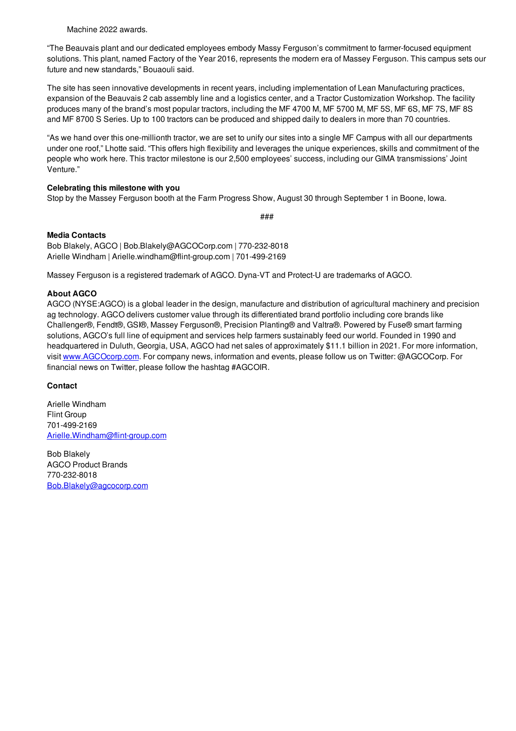Machine 2022 awards.

“The Beauvais plant and our dedicated employees embody Massy Ferguson’s commitment to farmer-focused equipment solutions. This plant, named Factory of the Year 2016, represents the modern era of Massey Ferguson. This campus sets our future and new standards,” Bouaouli said.

The site has seen innovative developments in recent years, including implementation of Lean Manufacturing practices, expansion of the Beauvais 2 cab assembly line and a logistics center, and a Tractor Customization Workshop. The facility produces many of the brand’s most popular tractors, including the MF 4700 M, MF 5700 M, MF 5S, MF 6S, MF 7S, MF 8S and MF 8700 S Series. Up to 100 tractors can be produced and shipped daily to dealers in more than 70 countries.

“As we hand over this one-millionth tractor, we are set to unify our sites into a single MF Campus with all our departments under one roof,” Lhotte said. “This offers high flexibility and leverages the unique experiences, skills and commitment of the people who work here. This tractor milestone is our 2,500 employees’ success, including our GIMA transmissions’ Joint Venture.”

**Celebrating this milestone with you**
Stop by the Massey Ferguson booth at the Farm Progress Show, August 30 through September 1 in Boone, Iowa.

###

**Media Contacts**
Bob Blakely, AGCO | Bob.Blakely@AGCOCorp.com | 770-232-8018
Arielle Windham | Arielle.windham@flint-group.com | 701-499-2169

Massey Ferguson is a registered trademark of AGCO. Dyna-VT and Protect-U are trademarks of AGCO.

**About AGCO**
AGCO (NYSE:AGCO) is a global leader in the design, manufacture and distribution of agricultural machinery and precision ag technology. AGCO delivers customer value through its differentiated brand portfolio including core brands like Challenger®, Fendt®, GSI®, Massey Ferguson®, Precision Planting® and Valtra®. Powered by Fuse® smart farming solutions, AGCO’s full line of equipment and services help farmers sustainably feed our world. Founded in 1990 and headquartered in Duluth, Georgia, USA, AGCO had net sales of approximately $11.1 billion in 2021. For more information, visit www.AGCOcorp.com. For company news, information and events, please follow us on Twitter: @AGCOCorp. For financial news on Twitter, please follow the hashtag #AGCOIR.

**Contact**

Arielle Windham
Flint Group
701-499-2169
Arielle.Windham@flint-group.com

Bob Blakely
AGCO Product Brands
770-232-8018
Bob.Blakely@agcocorp.com